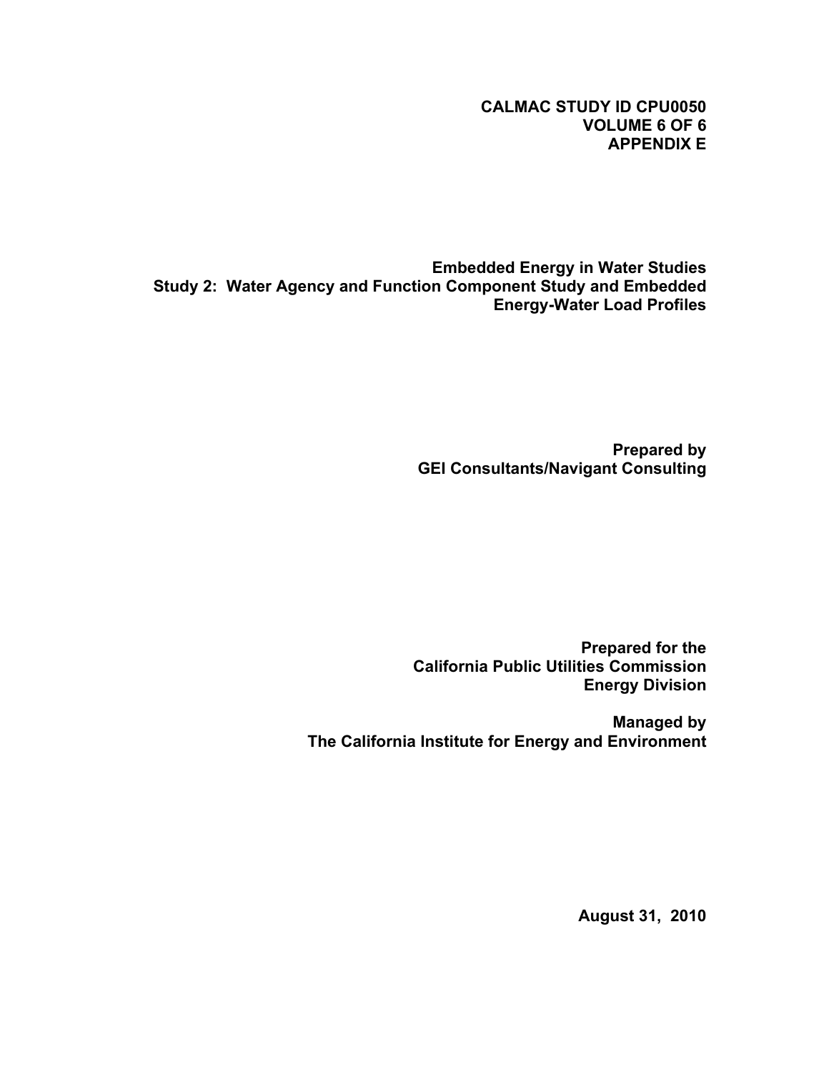**CALMAC STUDY ID CPU0050**
**VOLUME 6 OF 6**
**APPENDIX E**

# Embedded Energy in Water Studies
# Study 2: Water Agency and Function Component Study and Embedded Energy-Water Load Profiles

**Prepared by**
**GEI Consultants/Navigant Consulting**

**Prepared for the**
**California Public Utilities Commission**
**Energy Division**

**Managed by**
**The California Institute for Energy and Environment**

**August 31, 2010**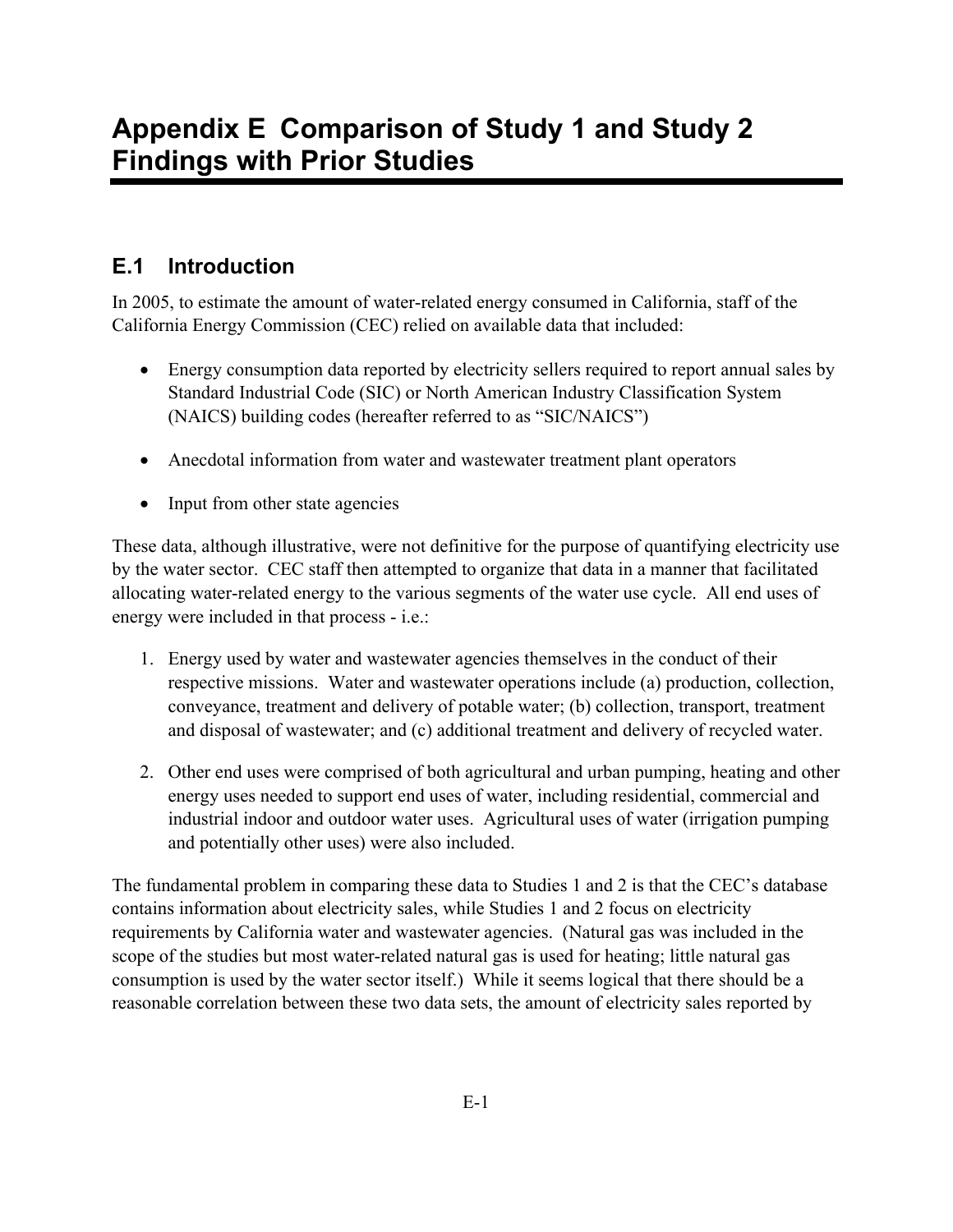# Appendix E Comparison of Study 1 and Study 2 Findings with Prior Studies

## E.1 Introduction

In 2005, to estimate the amount of water-related energy consumed in California, staff of the California Energy Commission (CEC) relied on available data that included:

- Energy consumption data reported by electricity sellers required to report annual sales by Standard Industrial Code (SIC) or North American Industry Classification System (NAICS) building codes (hereafter referred to as "SIC/NAICS")
- Anecdotal information from water and wastewater treatment plant operators
- Input from other state agencies

These data, although illustrative, were not definitive for the purpose of quantifying electricity use by the water sector. CEC staff then attempted to organize that data in a manner that facilitated allocating water-related energy to the various segments of the water use cycle. All end uses of energy were included in that process - i.e.:

1. Energy used by water and wastewater agencies themselves in the conduct of their respective missions. Water and wastewater operations include (a) production, collection, conveyance, treatment and delivery of potable water; (b) collection, transport, treatment and disposal of wastewater; and (c) additional treatment and delivery of recycled water.
2. Other end uses were comprised of both agricultural and urban pumping, heating and other energy uses needed to support end uses of water, including residential, commercial and industrial indoor and outdoor water uses. Agricultural uses of water (irrigation pumping and potentially other uses) were also included.

The fundamental problem in comparing these data to Studies 1 and 2 is that the CEC's database contains information about electricity sales, while Studies 1 and 2 focus on electricity requirements by California water and wastewater agencies. (Natural gas was included in the scope of the studies but most water-related natural gas is used for heating; little natural gas consumption is used by the water sector itself.) While it seems logical that there should be a reasonable correlation between these two data sets, the amount of electricity sales reported by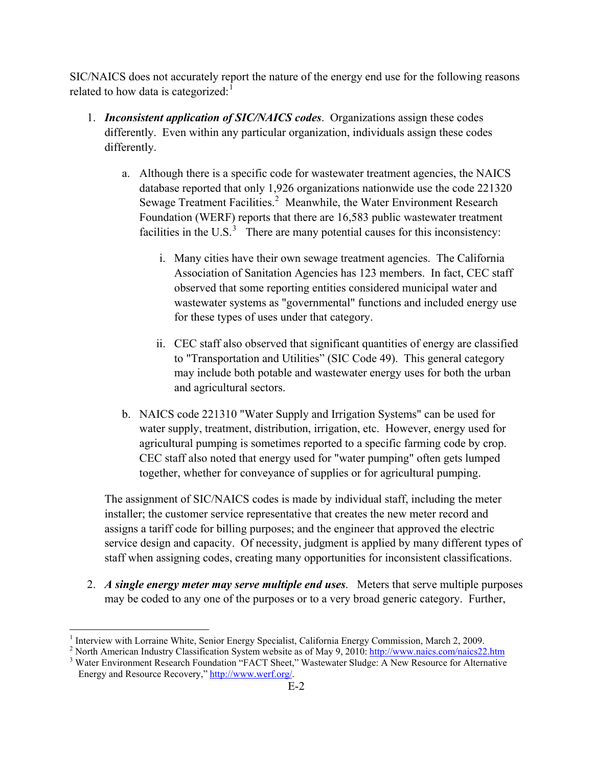SIC/NAICS does not accurately report the nature of the energy end use for the following reasons related to how data is categorized:[1]

1. ***Inconsistent application of SIC/NAICS codes***. Organizations assign these codes differently. Even within any particular organization, individuals assign these codes differently.

    a. Although there is a specific code for wastewater treatment agencies, the NAICS database reported that only 1,926 organizations nationwide use the code 221320 Sewage Treatment Facilities.[2] Meanwhile, the Water Environment Research Foundation (WERF) reports that there are 16,583 public wastewater treatment facilities in the U.S.[3] There are many potential causes for this inconsistency:

        i. Many cities have their own sewage treatment agencies. The California Association of Sanitation Agencies has 123 members. In fact, CEC staff observed that some reporting entities considered municipal water and wastewater systems as "governmental" functions and included energy use for these types of uses under that category.

        ii. CEC staff also observed that significant quantities of energy are classified to "Transportation and Utilities" (SIC Code 49). This general category may include both potable and wastewater energy uses for both the urban and agricultural sectors.

    b. NAICS code 221310 "Water Supply and Irrigation Systems" can be used for water supply, treatment, distribution, irrigation, etc. However, energy used for agricultural pumping is sometimes reported to a specific farming code by crop. CEC staff also noted that energy used for "water pumping" often gets lumped together, whether for conveyance of supplies or for agricultural pumping.

    The assignment of SIC/NAICS codes is made by individual staff, including the meter installer; the customer service representative that creates the new meter record and assigns a tariff code for billing purposes; and the engineer that approved the electric service design and capacity. Of necessity, judgment is applied by many different types of staff when assigning codes, creating many opportunities for inconsistent classifications.

2. ***A single energy meter may serve multiple end uses***. Meters that serve multiple purposes may be coded to any one of the purposes or to a very broad generic category. Further,

---

[1] Interview with Lorraine White, Senior Energy Specialist, California Energy Commission, March 2, 2009.

[2] North American Industry Classification System website as of May 9, 2010: http://www.naics.com/naics22.htm

[3] Water Environment Research Foundation "FACT Sheet," Wastewater Sludge: A New Resource for Alternative Energy and Resource Recovery," http://www.werf.org/.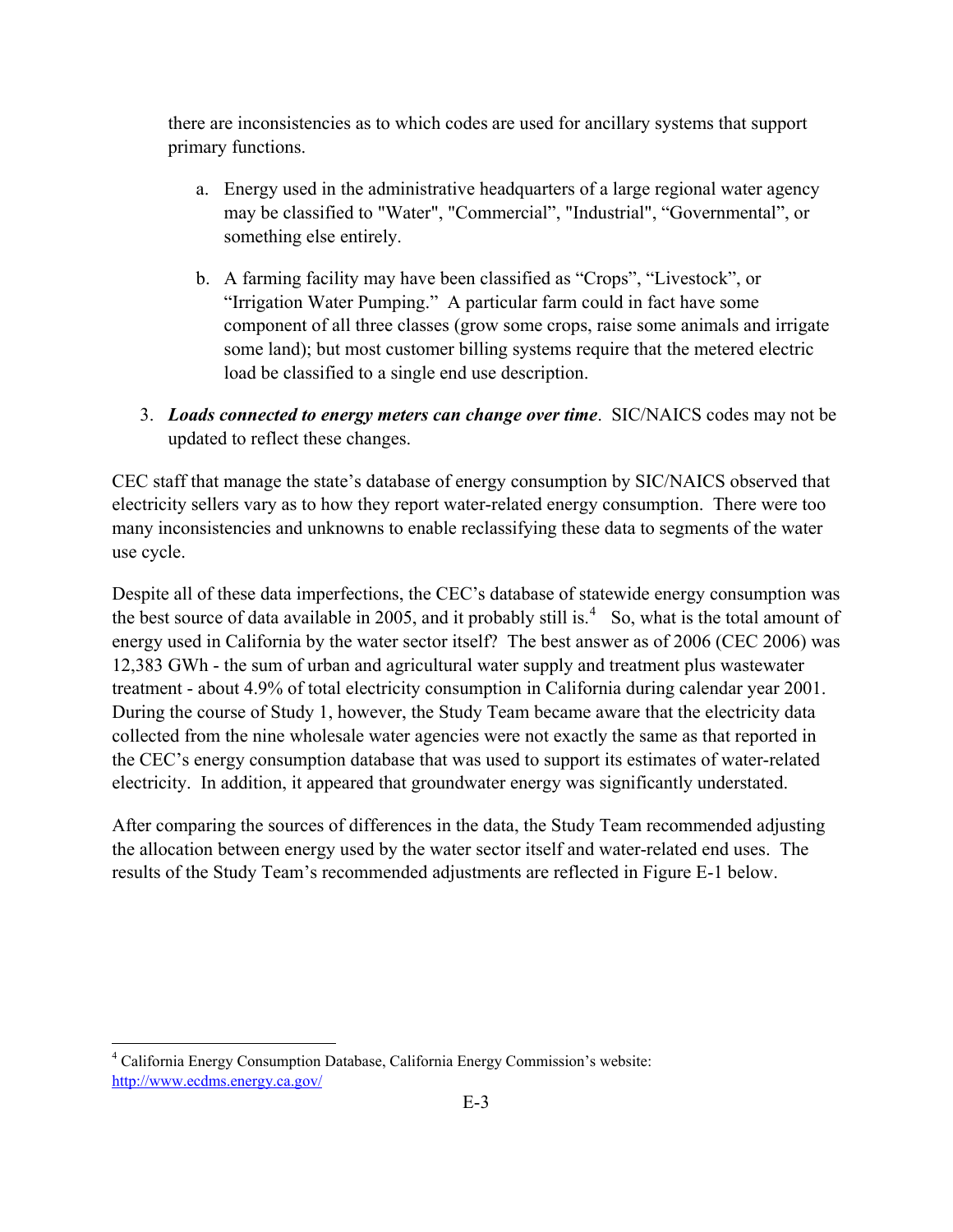there are inconsistencies as to which codes are used for ancillary systems that support primary functions.

a. Energy used in the administrative headquarters of a large regional water agency may be classified to "Water", "Commercial", "Industrial", "Governmental", or something else entirely.

b. A farming facility may have been classified as "Crops", "Livestock", or "Irrigation Water Pumping." A particular farm could in fact have some component of all three classes (grow some crops, raise some animals and irrigate some land); but most customer billing systems require that the metered electric load be classified to a single end use description.

3. ***Loads connected to energy meters can change over time***. SIC/NAICS codes may not be updated to reflect these changes.

CEC staff that manage the state's database of energy consumption by SIC/NAICS observed that electricity sellers vary as to how they report water-related energy consumption. There were too many inconsistencies and unknowns to enable reclassifying these data to segments of the water use cycle.

Despite all of these data imperfections, the CEC's database of statewide energy consumption was the best source of data available in 2005, and it probably still is.[4] So, what is the total amount of energy used in California by the water sector itself? The best answer as of 2006 (CEC 2006) was 12,383 GWh - the sum of urban and agricultural water supply and treatment plus wastewater treatment - about 4.9% of total electricity consumption in California during calendar year 2001. During the course of Study 1, however, the Study Team became aware that the electricity data collected from the nine wholesale water agencies were not exactly the same as that reported in the CEC's energy consumption database that was used to support its estimates of water-related electricity. In addition, it appeared that groundwater energy was significantly understated.

After comparing the sources of differences in the data, the Study Team recommended adjusting the allocation between energy used by the water sector itself and water-related end uses. The results of the Study Team's recommended adjustments are reflected in Figure E-1 below.

[4] California Energy Consumption Database, California Energy Commission's website: http://www.ecdms.energy.ca.gov/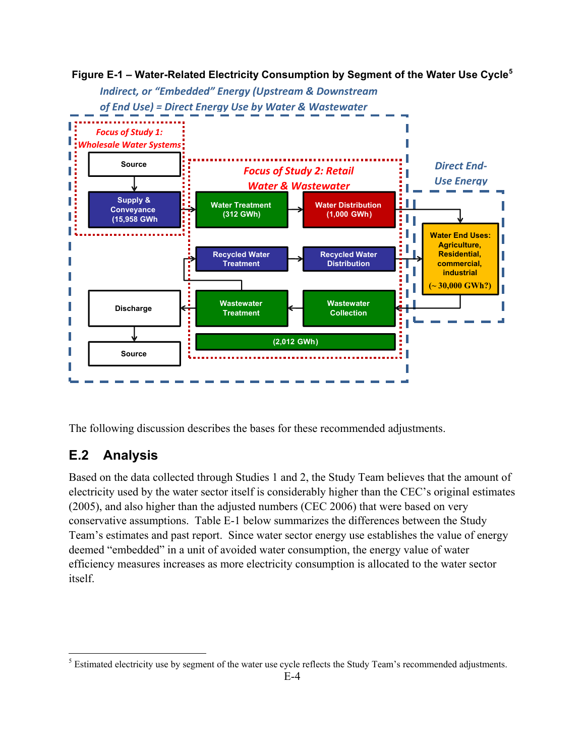**Figure E-1 – Water-Related Electricity Consumption by Segment of the Water Use Cycle**[5]

*Indirect, or "Embedded" Energy (Upstream & Downstream of End Use) = Direct Energy Use by Water & Wastewater*

*Focus of Study 1: Wholesale Water Systems*

Source

Supply & Conveyance (15,958 GWh

*Focus of Study 2: Retail Water & Wastewater*

Water Treatment (312 GWh)

Water Distribution (1,000 GWh)

Recycled Water Treatment

Recycled Water Distribution

Wastewater Treatment

Wastewater Collection

(2,012 GWh)

Discharge

Source

*Direct End-Use Energy*

Water End Uses: Agriculture, Residential, commercial, industrial (~ 30,000 GWh?)

The following discussion describes the bases for these recommended adjustments.

## E.2 Analysis

Based on the data collected through Studies 1 and 2, the Study Team believes that the amount of electricity used by the water sector itself is considerably higher than the CEC's original estimates (2005), and also higher than the adjusted numbers (CEC 2006) that were based on very conservative assumptions. Table E-1 below summarizes the differences between the Study Team's estimates and past report. Since water sector energy use establishes the value of energy deemed "embedded" in a unit of avoided water consumption, the energy value of water efficiency measures increases as more electricity consumption is allocated to the water sector itself.

[5] Estimated electricity use by segment of the water use cycle reflects the Study Team's recommended adjustments.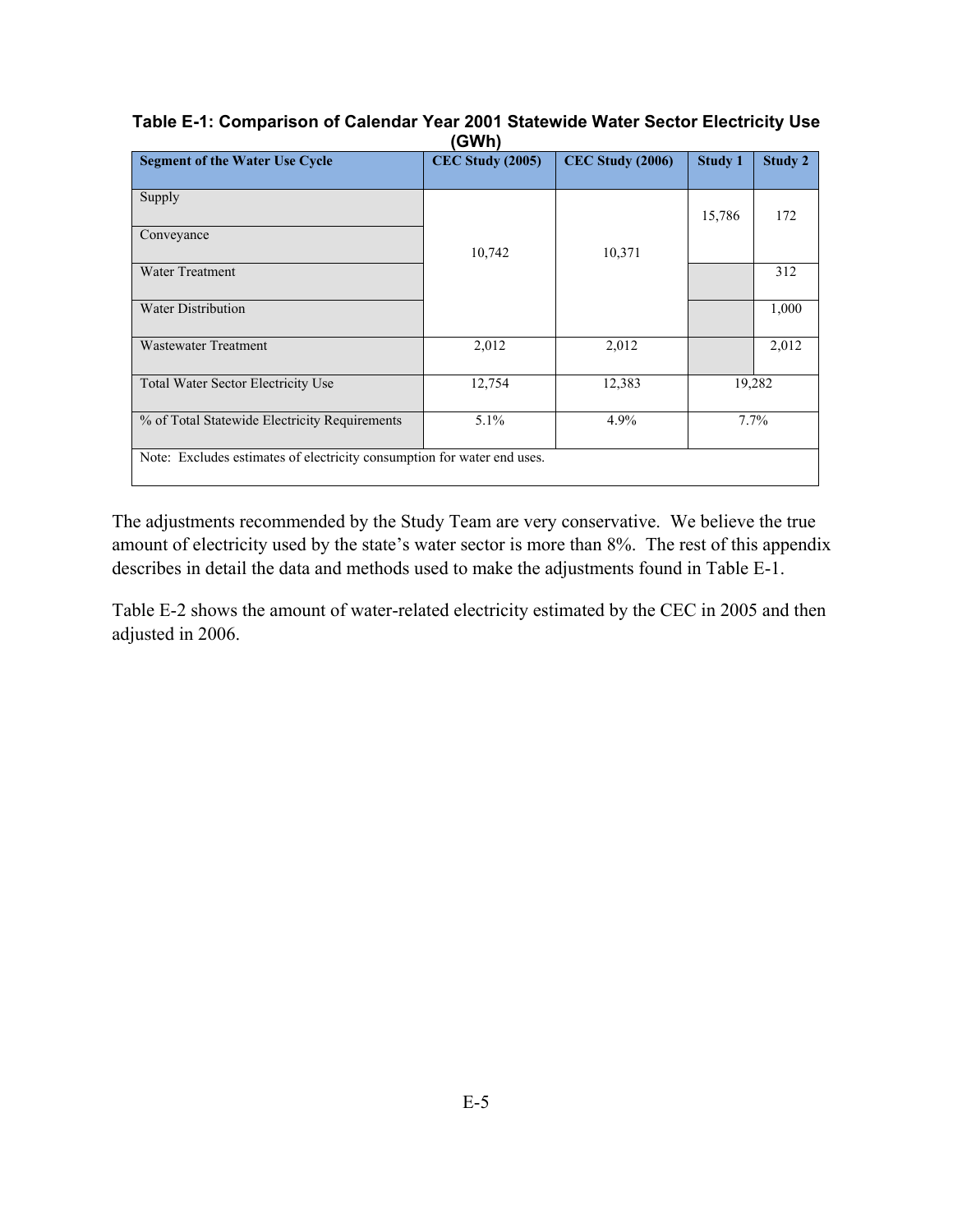**Table E-1: Comparison of Calendar Year 2001 Statewide Water Sector Electricity Use (GWh)**

| Segment of the Water Use Cycle | CEC Study (2005) | CEC Study (2006) | Study 1 | Study 2 |
|---|---|---|---|---|
| Supply | 10,742 | 10,371 | 15,786 | 172 |
| Conveyance | | | | |
| Water Treatment | | | | 312 |
| Water Distribution | | | | 1,000 |
| Wastewater Treatment | 2,012 | 2,012 | | 2,012 |
| Total Water Sector Electricity Use | 12,754 | 12,383 | 19,282 | |
| % of Total Statewide Electricity Requirements | 5.1% | 4.9% | 7.7% | |
| Note: Excludes estimates of electricity consumption for water end uses. | | | | |

The adjustments recommended by the Study Team are very conservative. We believe the true amount of electricity used by the state's water sector is more than 8%. The rest of this appendix describes in detail the data and methods used to make the adjustments found in Table E-1.

Table E-2 shows the amount of water-related electricity estimated by the CEC in 2005 and then adjusted in 2006.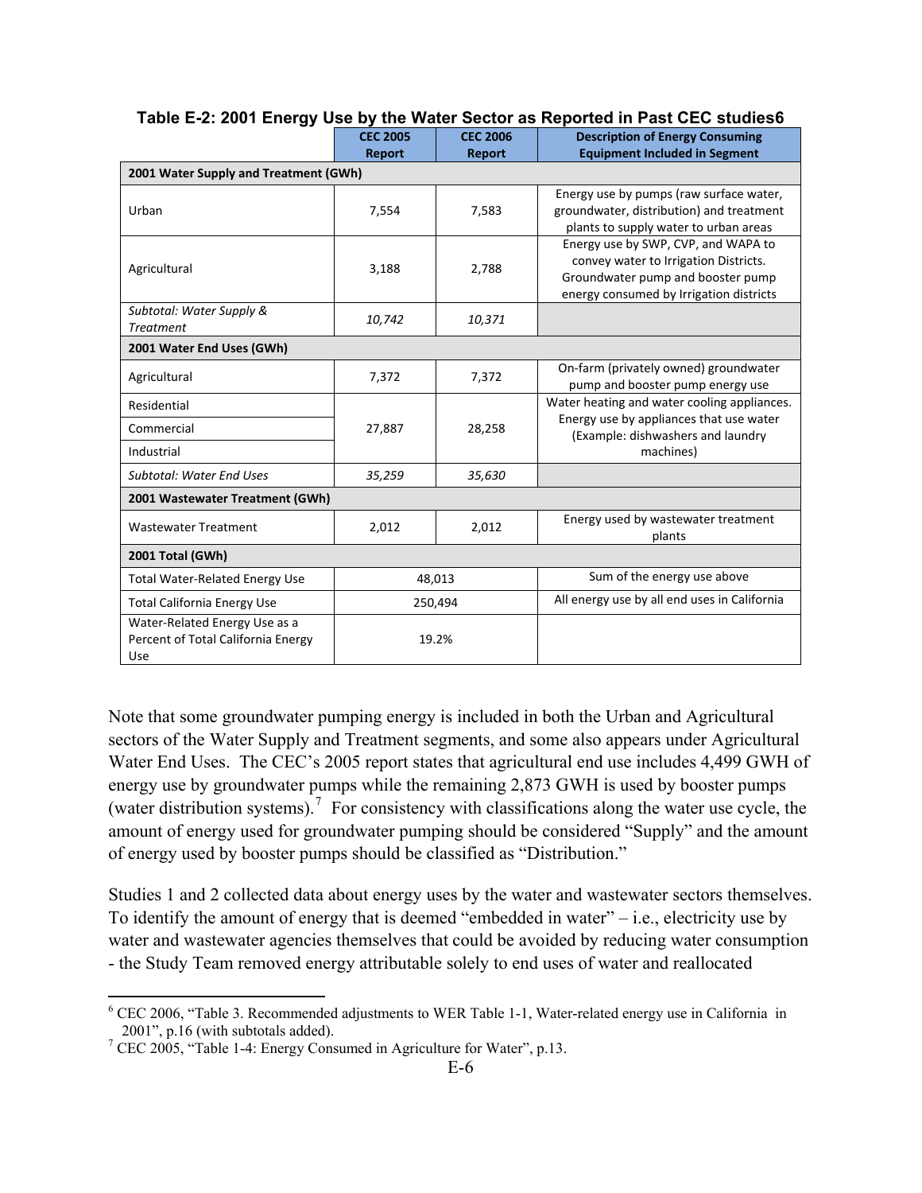**Table E-2: 2001 Energy Use by the Water Sector as Reported in Past CEC studies[6]**

| | CEC 2005 Report | CEC 2006 Report | Description of Energy Consuming Equipment Included in Segment |
|---|---|---|---|
| **2001 Water Supply and Treatment (GWh)** | | | |
| Urban | 7,554 | 7,583 | Energy use by pumps (raw surface water, groundwater, distribution) and treatment plants to supply water to urban areas |
| Agricultural | 3,188 | 2,788 | Energy use by SWP, CVP, and WAPA to convey water to Irrigation Districts. Groundwater pump and booster pump energy consumed by Irrigation districts |
| *Subtotal: Water Supply & Treatment* | *10,742* | *10,371* | |
| **2001 Water End Uses (GWh)** | | | |
| Agricultural | 7,372 | 7,372 | On-farm (privately owned) groundwater pump and booster pump energy use |
| Residential | 27,887 | 28,258 | Water heating and water cooling appliances. Energy use by appliances that use water (Example: dishwashers and laundry machines) |
| Commercial | | | |
| Industrial | | | |
| *Subtotal: Water End Uses* | *35,259* | *35,630* | |
| **2001 Wastewater Treatment (GWh)** | | | |
| Wastewater Treatment | 2,012 | 2,012 | Energy used by wastewater treatment plants |
| **2001 Total (GWh)** | | | |
| Total Water-Related Energy Use | 48,013 | | Sum of the energy use above |
| Total California Energy Use | 250,494 | | All energy use by all end uses in California |
| Water-Related Energy Use as a Percent of Total California Energy Use | 19.2% | | |

Note that some groundwater pumping energy is included in both the Urban and Agricultural sectors of the Water Supply and Treatment segments, and some also appears under Agricultural Water End Uses. The CEC's 2005 report states that agricultural end use includes 4,499 GWH of energy use by groundwater pumps while the remaining 2,873 GWH is used by booster pumps (water distribution systems).[7] For consistency with classifications along the water use cycle, the amount of energy used for groundwater pumping should be considered "Supply" and the amount of energy used by booster pumps should be classified as "Distribution."

Studies 1 and 2 collected data about energy uses by the water and wastewater sectors themselves. To identify the amount of energy that is deemed "embedded in water" – i.e., electricity use by water and wastewater agencies themselves that could be avoided by reducing water consumption - the Study Team removed energy attributable solely to end uses of water and reallocated

---

[6] CEC 2006, "Table 3. Recommended adjustments to WER Table 1-1, Water-related energy use in California in 2001", p.16 (with subtotals added).

[7] CEC 2005, "Table 1-4: Energy Consumed in Agriculture for Water", p.13.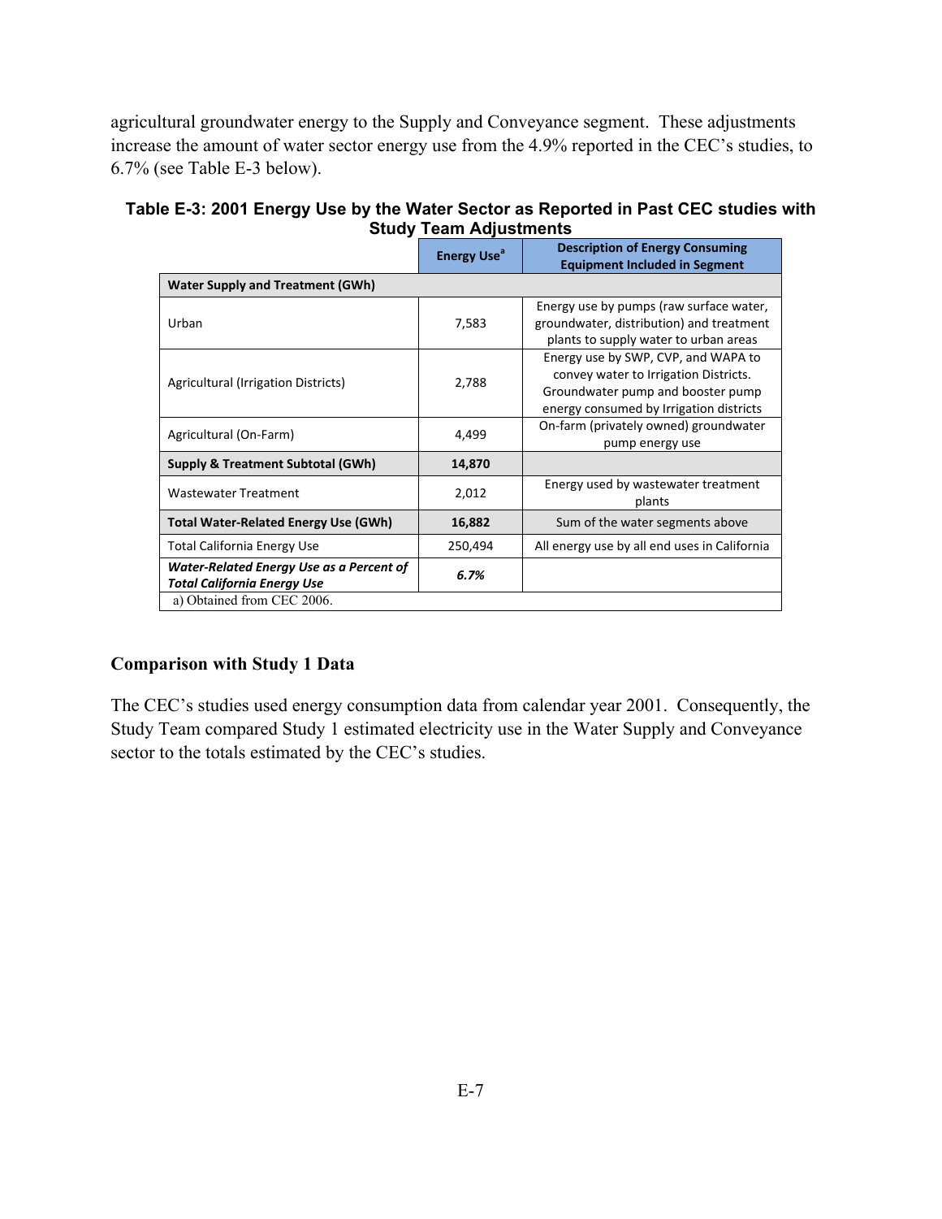agricultural groundwater energy to the Supply and Conveyance segment. These adjustments increase the amount of water sector energy use from the 4.9% reported in the CEC's studies, to 6.7% (see Table E-3 below).

**Table E-3: 2001 Energy Use by the Water Sector as Reported in Past CEC studies with Study Team Adjustments**

| | Energy Use[a] | Description of Energy Consuming Equipment Included in Segment |
|---|---|---|
| **Water Supply and Treatment (GWh)** | | |
| Urban | 7,583 | Energy use by pumps (raw surface water, groundwater, distribution) and treatment plants to supply water to urban areas |
| Agricultural (Irrigation Districts) | 2,788 | Energy use by SWP, CVP, and WAPA to convey water to Irrigation Districts. Groundwater pump and booster pump energy consumed by Irrigation districts |
| Agricultural (On-Farm) | 4,499 | On-farm (privately owned) groundwater pump energy use |
| **Supply & Treatment Subtotal (GWh)** | **14,870** | |
| Wastewater Treatment | 2,012 | Energy used by wastewater treatment plants |
| **Total Water-Related Energy Use (GWh)** | **16,882** | Sum of the water segments above |
| Total California Energy Use | 250,494 | All energy use by all end uses in California |
| ***Water-Related Energy Use as a Percent of Total California Energy Use*** | ***6.7%*** | |
| a) Obtained from CEC 2006. | | |

### Comparison with Study 1 Data

The CEC's studies used energy consumption data from calendar year 2001. Consequently, the Study Team compared Study 1 estimated electricity use in the Water Supply and Conveyance sector to the totals estimated by the CEC's studies.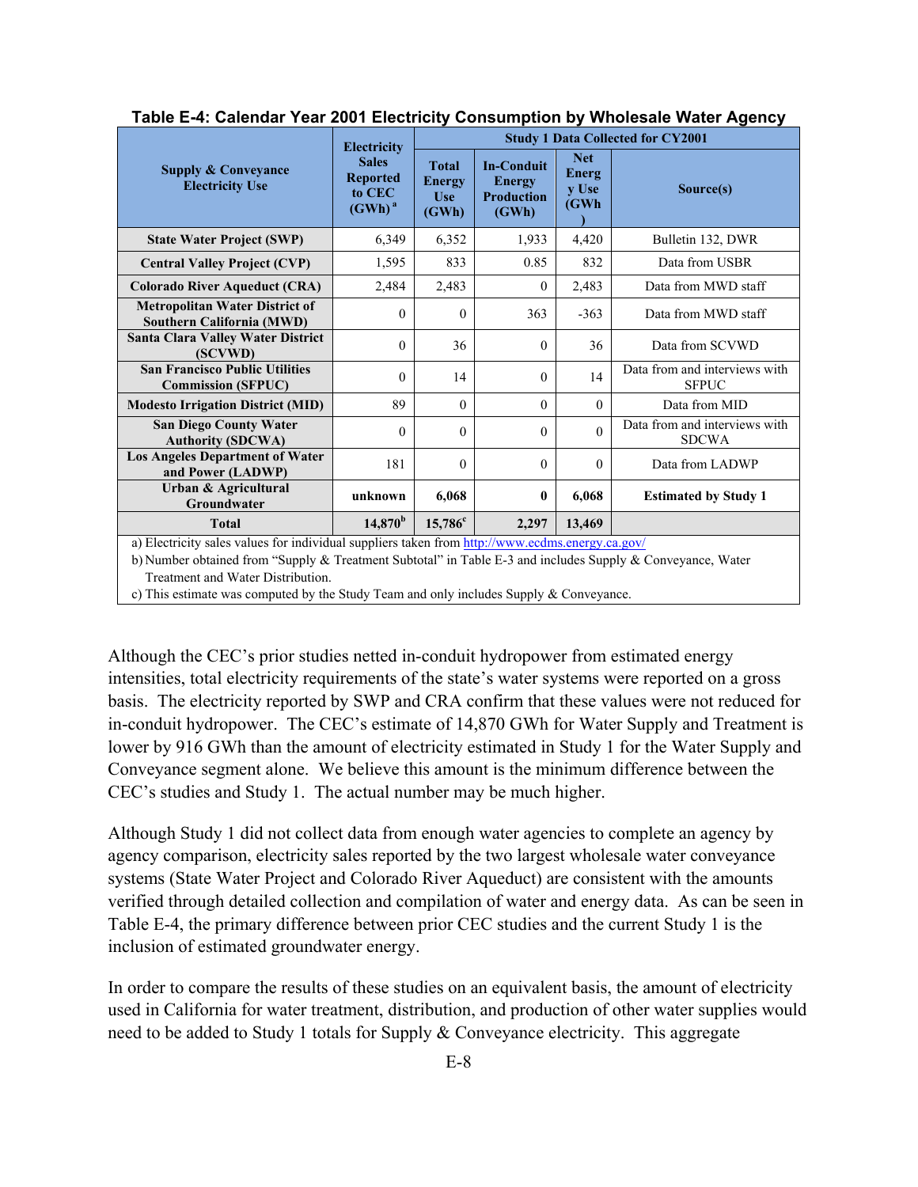**Table E-4: Calendar Year 2001 Electricity Consumption by Wholesale Water Agency**

| Supply & Conveyance Electricity Use | Electricity Sales Reported to CEC (GWh)[a] | Study 1 Data Collected for CY2001 | | | |
|---|---|---|---|---|---|
| | | Total Energy Use (GWh) | In-Conduit Energy Production (GWh) | Net Energy Use (GWh) | Source(s) |
| **State Water Project (SWP)** | 6,349 | 6,352 | 1,933 | 4,420 | Bulletin 132, DWR |
| **Central Valley Project (CVP)** | 1,595 | 833 | 0.85 | 832 | Data from USBR |
| **Colorado River Aqueduct (CRA)** | 2,484 | 2,483 | 0 | 2,483 | Data from MWD staff |
| **Metropolitan Water District of Southern California (MWD)** | 0 | 0 | 363 | -363 | Data from MWD staff |
| **Santa Clara Valley Water District (SCVWD)** | 0 | 36 | 0 | 36 | Data from SCVWD |
| **San Francisco Public Utilities Commission (SFPUC)** | 0 | 14 | 0 | 14 | Data from and interviews with SFPUC |
| **Modesto Irrigation District (MID)** | 89 | 0 | 0 | 0 | Data from MID |
| **San Diego County Water Authority (SDCWA)** | 0 | 0 | 0 | 0 | Data from and interviews with SDCWA |
| **Los Angeles Department of Water and Power (LADWP)** | 181 | 0 | 0 | 0 | Data from LADWP |
| **Urban & Agricultural Groundwater** | **unknown** | **6,068** | **0** | **6,068** | **Estimated by Study 1** |
| **Total** | **14,870**[b] | **15,786**[c] | **2,297** | **13,469** | |

a) Electricity sales values for individual suppliers taken from http://www.ecdms.energy.ca.gov/

b) Number obtained from "Supply & Treatment Subtotal" in Table E-3 and includes Supply & Conveyance, Water Treatment and Water Distribution.

c) This estimate was computed by the Study Team and only includes Supply & Conveyance.

Although the CEC's prior studies netted in-conduit hydropower from estimated energy intensities, total electricity requirements of the state's water systems were reported on a gross basis. The electricity reported by SWP and CRA confirm that these values were not reduced for in-conduit hydropower. The CEC's estimate of 14,870 GWh for Water Supply and Treatment is lower by 916 GWh than the amount of electricity estimated in Study 1 for the Water Supply and Conveyance segment alone. We believe this amount is the minimum difference between the CEC's studies and Study 1. The actual number may be much higher.

Although Study 1 did not collect data from enough water agencies to complete an agency by agency comparison, electricity sales reported by the two largest wholesale water conveyance systems (State Water Project and Colorado River Aqueduct) are consistent with the amounts verified through detailed collection and compilation of water and energy data. As can be seen in Table E-4, the primary difference between prior CEC studies and the current Study 1 is the inclusion of estimated groundwater energy.

In order to compare the results of these studies on an equivalent basis, the amount of electricity used in California for water treatment, distribution, and production of other water supplies would need to be added to Study 1 totals for Supply & Conveyance electricity. This aggregate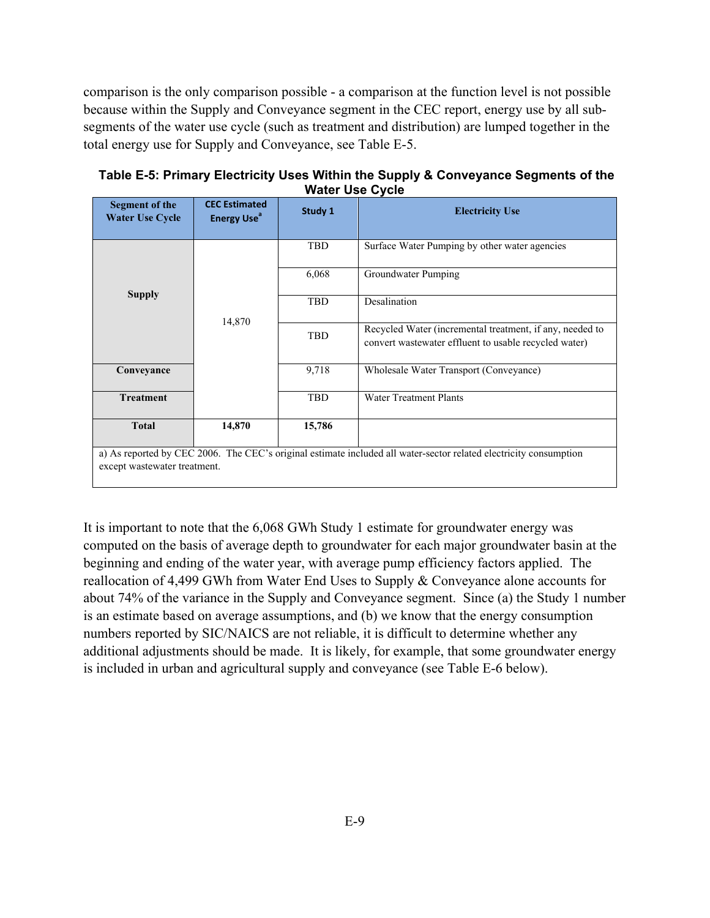comparison is the only comparison possible - a comparison at the function level is not possible because within the Supply and Conveyance segment in the CEC report, energy use by all sub-segments of the water use cycle (such as treatment and distribution) are lumped together in the total energy use for Supply and Conveyance, see Table E-5.

**Table E-5: Primary Electricity Uses Within the Supply & Conveyance Segments of the Water Use Cycle**

| Segment of the Water Use Cycle | CEC Estimated Energy Use[a] | Study 1 | Electricity Use |
|---|---|---|---|
| Supply | 14,870 | TBD | Surface Water Pumping by other water agencies |
| | | 6,068 | Groundwater Pumping |
| | | TBD | Desalination |
| | | TBD | Recycled Water (incremental treatment, if any, needed to convert wastewater effluent to usable recycled water) |
| Conveyance | | 9,718 | Wholesale Water Transport (Conveyance) |
| Treatment | | TBD | Water Treatment Plants |
| **Total** | **14,870** | **15,786** | |

a) As reported by CEC 2006. The CEC's original estimate included all water-sector related electricity consumption except wastewater treatment.

It is important to note that the 6,068 GWh Study 1 estimate for groundwater energy was computed on the basis of average depth to groundwater for each major groundwater basin at the beginning and ending of the water year, with average pump efficiency factors applied. The reallocation of 4,499 GWh from Water End Uses to Supply & Conveyance alone accounts for about 74% of the variance in the Supply and Conveyance segment. Since (a) the Study 1 number is an estimate based on average assumptions, and (b) we know that the energy consumption numbers reported by SIC/NAICS are not reliable, it is difficult to determine whether any additional adjustments should be made. It is likely, for example, that some groundwater energy is included in urban and agricultural supply and conveyance (see Table E-6 below).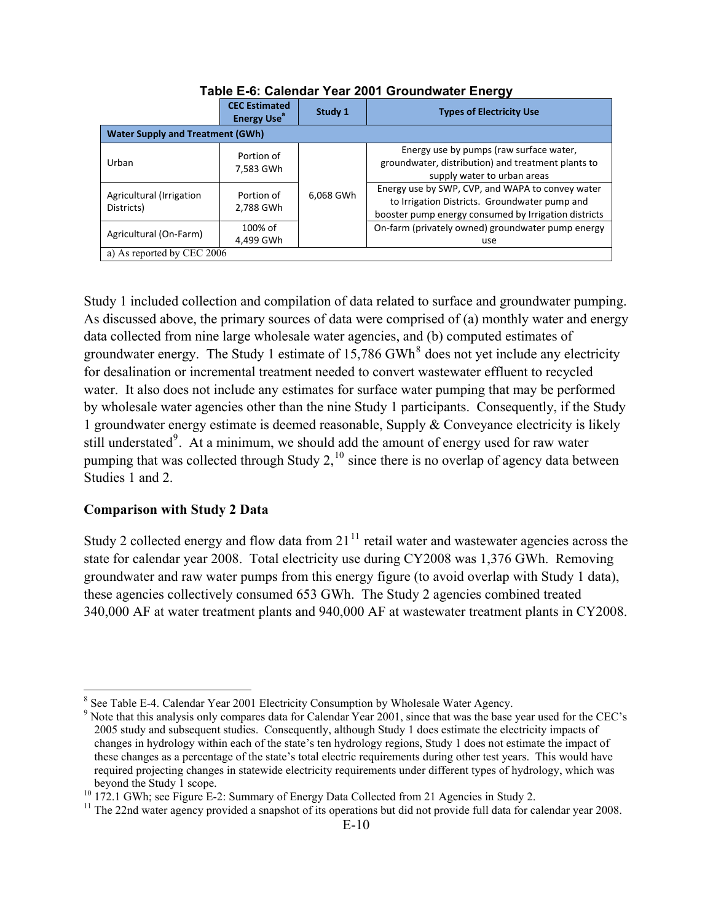**Table E-6: Calendar Year 2001 Groundwater Energy**

| | CEC Estimated Energy Use[a] | Study 1 | Types of Electricity Use |
|---|---|---|---|
| **Water Supply and Treatment (GWh)** | | | |
| Urban | Portion of 7,583 GWh | 6,068 GWh | Energy use by pumps (raw surface water, groundwater, distribution) and treatment plants to supply water to urban areas |
| Agricultural (Irrigation Districts) | Portion of 2,788 GWh | | Energy use by SWP, CVP, and WAPA to convey water to Irrigation Districts. Groundwater pump and booster pump energy consumed by Irrigation districts |
| Agricultural (On-Farm) | 100% of 4,499 GWh | | On-farm (privately owned) groundwater pump energy use |
| a) As reported by CEC 2006 | | | |

Study 1 included collection and compilation of data related to surface and groundwater pumping. As discussed above, the primary sources of data were comprised of (a) monthly water and energy data collected from nine large wholesale water agencies, and (b) computed estimates of groundwater energy. The Study 1 estimate of 15,786 GWh[8] does not yet include any electricity for desalination or incremental treatment needed to convert wastewater effluent to recycled water. It also does not include any estimates for surface water pumping that may be performed by wholesale water agencies other than the nine Study 1 participants. Consequently, if the Study 1 groundwater energy estimate is deemed reasonable, Supply & Conveyance electricity is likely still understated[9]. At a minimum, we should add the amount of energy used for raw water pumping that was collected through Study 2,[10] since there is no overlap of agency data between Studies 1 and 2.

**Comparison with Study 2 Data**

Study 2 collected energy and flow data from 21[11] retail water and wastewater agencies across the state for calendar year 2008. Total electricity use during CY2008 was 1,376 GWh. Removing groundwater and raw water pumps from this energy figure (to avoid overlap with Study 1 data), these agencies collectively consumed 653 GWh. The Study 2 agencies combined treated 340,000 AF at water treatment plants and 940,000 AF at wastewater treatment plants in CY2008.

---

[8] See Table E-4. Calendar Year 2001 Electricity Consumption by Wholesale Water Agency.

[9] Note that this analysis only compares data for Calendar Year 2001, since that was the base year used for the CEC's 2005 study and subsequent studies. Consequently, although Study 1 does estimate the electricity impacts of changes in hydrology within each of the state's ten hydrology regions, Study 1 does not estimate the impact of these changes as a percentage of the state's total electric requirements during other test years. This would have required projecting changes in statewide electricity requirements under different types of hydrology, which was beyond the Study 1 scope.

[10] 172.1 GWh; see Figure E-2: Summary of Energy Data Collected from 21 Agencies in Study 2.

[11] The 22nd water agency provided a snapshot of its operations but did not provide full data for calendar year 2008.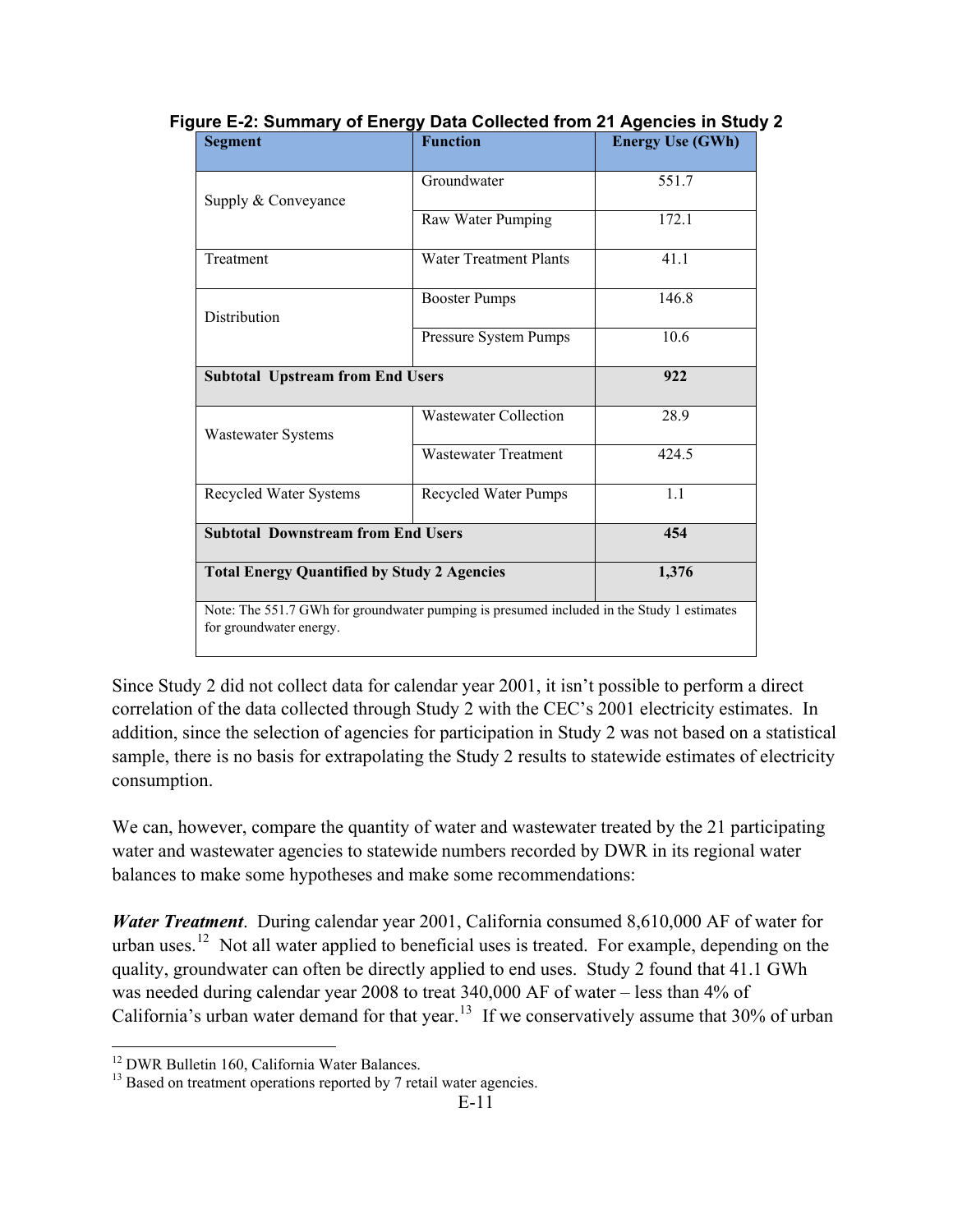**Figure E-2: Summary of Energy Data Collected from 21 Agencies in Study 2**

| Segment | Function | Energy Use (GWh) |
|---|---|---|
| Supply & Conveyance | Groundwater | 551.7 |
| | Raw Water Pumping | 172.1 |
| Treatment | Water Treatment Plants | 41.1 |
| Distribution | Booster Pumps | 146.8 |
| | Pressure System Pumps | 10.6 |
| **Subtotal Upstream from End Users** | | **922** |
| Wastewater Systems | Wastewater Collection | 28.9 |
| | Wastewater Treatment | 424.5 |
| Recycled Water Systems | Recycled Water Pumps | 1.1 |
| **Subtotal Downstream from End Users** | | **454** |
| **Total Energy Quantified by Study 2 Agencies** | | **1,376** |
| Note: The 551.7 GWh for groundwater pumping is presumed included in the Study 1 estimates for groundwater energy. | | |

Since Study 2 did not collect data for calendar year 2001, it isn't possible to perform a direct correlation of the data collected through Study 2 with the CEC's 2001 electricity estimates. In addition, since the selection of agencies for participation in Study 2 was not based on a statistical sample, there is no basis for extrapolating the Study 2 results to statewide estimates of electricity consumption.

We can, however, compare the quantity of water and wastewater treated by the 21 participating water and wastewater agencies to statewide numbers recorded by DWR in its regional water balances to make some hypotheses and make some recommendations:

***Water Treatment***. During calendar year 2001, California consumed 8,610,000 AF of water for urban uses.[12] Not all water applied to beneficial uses is treated. For example, depending on the quality, groundwater can often be directly applied to end uses. Study 2 found that 41.1 GWh was needed during calendar year 2008 to treat 340,000 AF of water – less than 4% of California's urban water demand for that year.[13] If we conservatively assume that 30% of urban

[12] DWR Bulletin 160, California Water Balances.

[13] Based on treatment operations reported by 7 retail water agencies.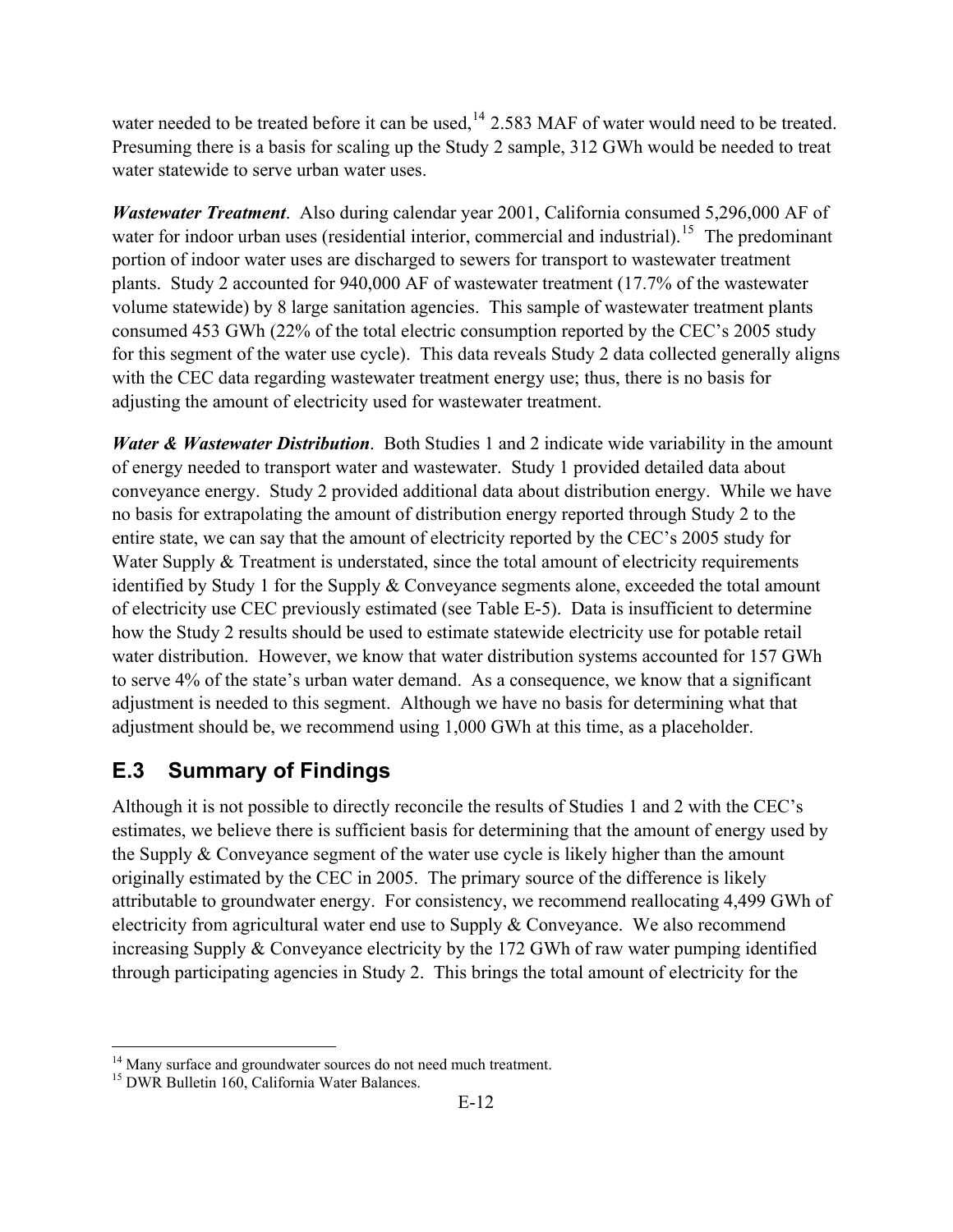water needed to be treated before it can be used,[14] 2.583 MAF of water would need to be treated. Presuming there is a basis for scaling up the Study 2 sample, 312 GWh would be needed to treat water statewide to serve urban water uses.

***Wastewater Treatment***. Also during calendar year 2001, California consumed 5,296,000 AF of water for indoor urban uses (residential interior, commercial and industrial).[15] The predominant portion of indoor water uses are discharged to sewers for transport to wastewater treatment plants. Study 2 accounted for 940,000 AF of wastewater treatment (17.7% of the wastewater volume statewide) by 8 large sanitation agencies. This sample of wastewater treatment plants consumed 453 GWh (22% of the total electric consumption reported by the CEC's 2005 study for this segment of the water use cycle). This data reveals Study 2 data collected generally aligns with the CEC data regarding wastewater treatment energy use; thus, there is no basis for adjusting the amount of electricity used for wastewater treatment.

***Water & Wastewater Distribution***. Both Studies 1 and 2 indicate wide variability in the amount of energy needed to transport water and wastewater. Study 1 provided detailed data about conveyance energy. Study 2 provided additional data about distribution energy. While we have no basis for extrapolating the amount of distribution energy reported through Study 2 to the entire state, we can say that the amount of electricity reported by the CEC's 2005 study for Water Supply & Treatment is understated, since the total amount of electricity requirements identified by Study 1 for the Supply & Conveyance segments alone, exceeded the total amount of electricity use CEC previously estimated (see Table E-5). Data is insufficient to determine how the Study 2 results should be used to estimate statewide electricity use for potable retail water distribution. However, we know that water distribution systems accounted for 157 GWh to serve 4% of the state's urban water demand. As a consequence, we know that a significant adjustment is needed to this segment. Although we have no basis for determining what that adjustment should be, we recommend using 1,000 GWh at this time, as a placeholder.

## E.3 Summary of Findings

Although it is not possible to directly reconcile the results of Studies 1 and 2 with the CEC's estimates, we believe there is sufficient basis for determining that the amount of energy used by the Supply & Conveyance segment of the water use cycle is likely higher than the amount originally estimated by the CEC in 2005. The primary source of the difference is likely attributable to groundwater energy. For consistency, we recommend reallocating 4,499 GWh of electricity from agricultural water end use to Supply & Conveyance. We also recommend increasing Supply & Conveyance electricity by the 172 GWh of raw water pumping identified through participating agencies in Study 2. This brings the total amount of electricity for the

[14] Many surface and groundwater sources do not need much treatment.

[15] DWR Bulletin 160, California Water Balances.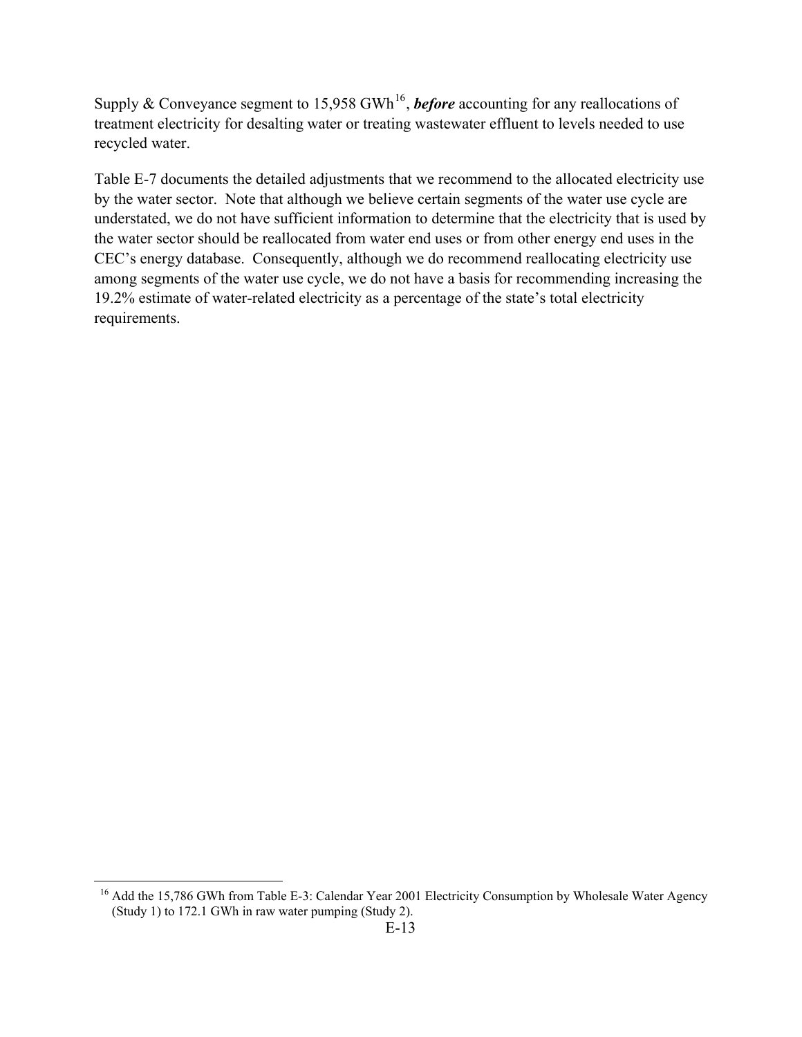Supply & Conveyance segment to 15,958 GWh[16], ***before*** accounting for any reallocations of treatment electricity for desalting water or treating wastewater effluent to levels needed to use recycled water.

Table E-7 documents the detailed adjustments that we recommend to the allocated electricity use by the water sector. Note that although we believe certain segments of the water use cycle are understated, we do not have sufficient information to determine that the electricity that is used by the water sector should be reallocated from water end uses or from other energy end uses in the CEC's energy database. Consequently, although we do recommend reallocating electricity use among segments of the water use cycle, we do not have a basis for recommending increasing the 19.2% estimate of water-related electricity as a percentage of the state's total electricity requirements.

[16] Add the 15,786 GWh from Table E-3: Calendar Year 2001 Electricity Consumption by Wholesale Water Agency (Study 1) to 172.1 GWh in raw water pumping (Study 2).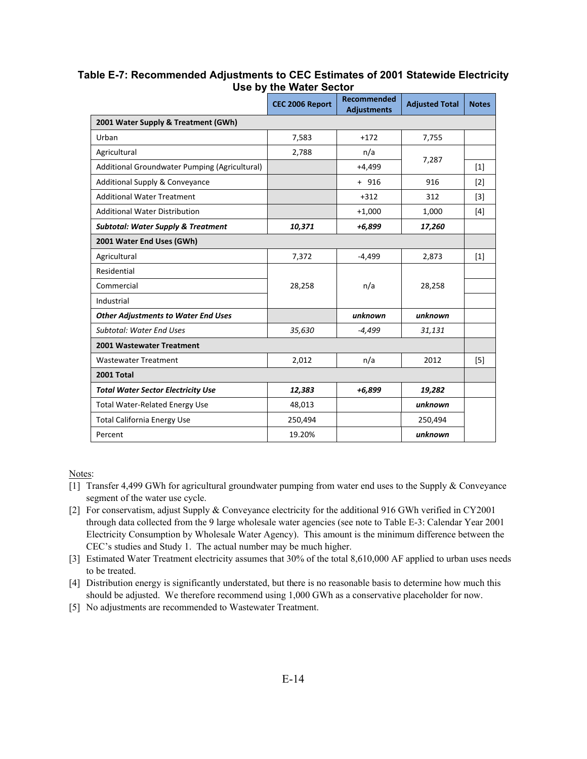**Table E-7: Recommended Adjustments to CEC Estimates of 2001 Statewide Electricity Use by the Water Sector**

| | CEC 2006 Report | Recommended Adjustments | Adjusted Total | Notes |
|---|---|---|---|---|
| **2001 Water Supply & Treatment (GWh)** | | | | |
| Urban | 7,583 | +172 | 7,755 | |
| Agricultural | 2,788 | n/a | 7,287 | |
| Additional Groundwater Pumping (Agricultural) | | +4,499 | | [1] |
| Additional Supply & Conveyance | | + 916 | 916 | [2] |
| Additional Water Treatment | | +312 | 312 | [3] |
| Additional Water Distribution | | +1,000 | 1,000 | [4] |
| ***Subtotal: Water Supply & Treatment*** | ***10,371*** | ***+6,899*** | ***17,260*** | |
| **2001 Water End Uses (GWh)** | | | | |
| Agricultural | 7,372 | -4,499 | 2,873 | [1] |
| Residential | 28,258 | n/a | 28,258 | |
| Commercial | | | | |
| Industrial | | | | |
| ***Other Adjustments to Water End Uses*** | | ***unknown*** | ***unknown*** | |
| *Subtotal: Water End Uses* | *35,630* | *-4,499* | *31,131* | |
| **2001 Wastewater Treatment** | | | | |
| Wastewater Treatment | 2,012 | n/a | 2012 | [5] |
| **2001 Total** | | | | |
| ***Total Water Sector Electricity Use*** | ***12,383*** | ***+6,899*** | ***19,282*** | |
| Total Water-Related Energy Use | 48,013 | | ***unknown*** | |
| Total California Energy Use | 250,494 | | 250,494 | |
| Percent | 19.20% | | ***unknown*** | |

Notes:

[1] Transfer 4,499 GWh for agricultural groundwater pumping from water end uses to the Supply & Conveyance segment of the water use cycle.

[2] For conservatism, adjust Supply & Conveyance electricity for the additional 916 GWh verified in CY2001 through data collected from the 9 large wholesale water agencies (see note to Table E-3: Calendar Year 2001 Electricity Consumption by Wholesale Water Agency). This amount is the minimum difference between the CEC's studies and Study 1. The actual number may be much higher.

[3] Estimated Water Treatment electricity assumes that 30% of the total 8,610,000 AF applied to urban uses needs to be treated.

[4] Distribution energy is significantly understated, but there is no reasonable basis to determine how much this should be adjusted. We therefore recommend using 1,000 GWh as a conservative placeholder for now.

[5] No adjustments are recommended to Wastewater Treatment.